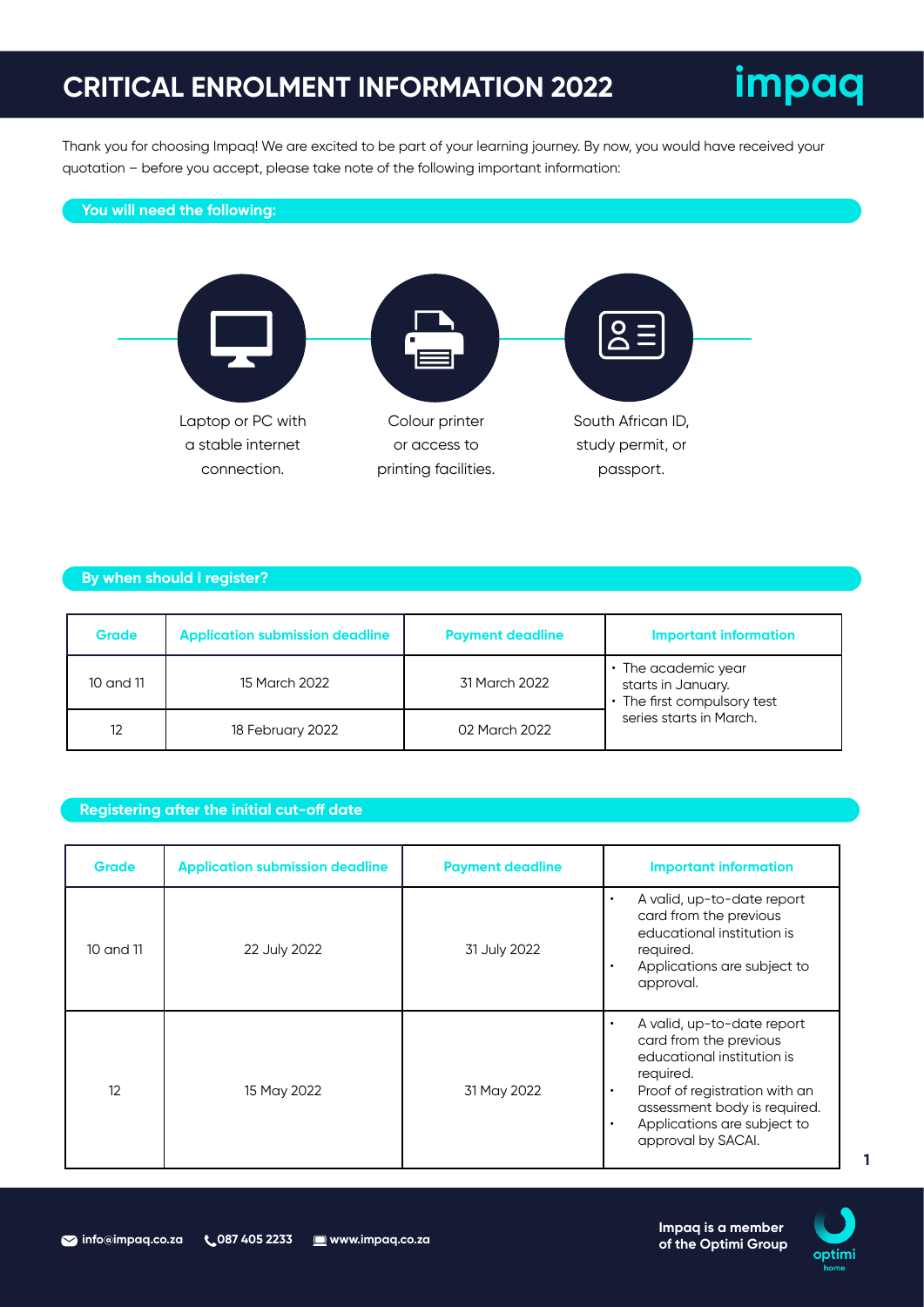# CRITICAL ENROLMENT INFORMATION 2022

Thank you for choosing Impaq! We are excited to be part of your learning journey. By now, you would have received your quotation – before you accept, please take note of the following important information:

## You will need the following:

- Laptop or PC with a stable internet connection.
- Colour printer or access to printing facilities.
- South African ID, study permit, or passport.

## By when should I register?

| Grade | Application submission deadline | Payment deadline | Important information |
|---|---|---|---|
| 10 and 11 | 15 March 2022 | 31 March 2022 | • The academic year starts in January.<br>• The first compulsory test series starts in March. |
| 12 | 18 February 2022 | 02 March 2022 | |

## Registering after the initial cut-off date

| Grade | Application submission deadline | Payment deadline | Important information |
|---|---|---|---|
| 10 and 11 | 22 July 2022 | 31 July 2022 | • A valid, up-to-date report card from the previous educational institution is required.<br>• Applications are subject to approval. |
| 12 | 15 May 2022 | 31 May 2022 | • A valid, up-to-date report card from the previous educational institution is required.<br>• Proof of registration with an assessment body is required.<br>• Applications are subject to approval by SACAI. |

info@impaq.co.za | 087 405 2233 | www.impaq.co.za

Impaq is a member of the Optimi Group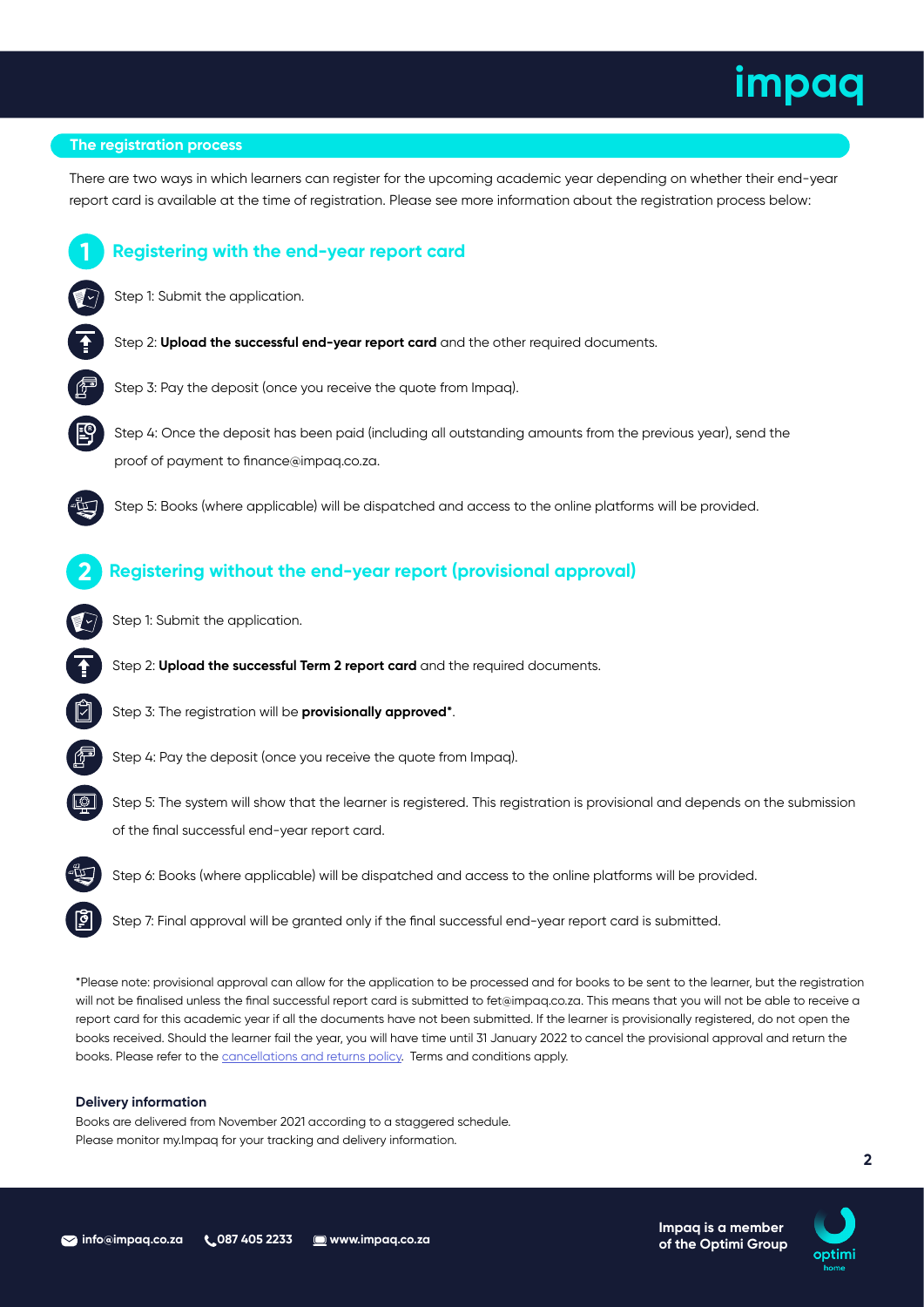## The registration process

There are two ways in which learners can register for the upcoming academic year depending on whether their end-year report card is available at the time of registration. Please see more information about the registration process below:

### 1 Registering with the end-year report card

- Step 1: Submit the application.
- Step 2: **Upload the successful end-year report card** and the other required documents.
- Step 3: Pay the deposit (once you receive the quote from Impaq).
- Step 4: Once the deposit has been paid (including all outstanding amounts from the previous year), send the proof of payment to finance@impaq.co.za.
- Step 5: Books (where applicable) will be dispatched and access to the online platforms will be provided.

### 2 Registering without the end-year report (provisional approval)

- Step 1: Submit the application.
- Step 2: **Upload the successful Term 2 report card** and the required documents.
- Step 3: The registration will be **provisionally approved***.
- Step 4: Pay the deposit (once you receive the quote from Impaq).
- Step 5: The system will show that the learner is registered. This registration is provisional and depends on the submission of the final successful end-year report card.
- Step 6: Books (where applicable) will be dispatched and access to the online platforms will be provided.
- Step 7: Final approval will be granted only if the final successful end-year report card is submitted.

*Please note: provisional approval can allow for the application to be processed and for books to be sent to the learner, but the registration will not be finalised unless the final successful report card is submitted to fet@impaq.co.za. This means that you will not be able to receive a report card for this academic year if all the documents have not been submitted. If the learner is provisionally registered, do not open the books received. Should the learner fail the year, you will have time until 31 January 2022 to cancel the provisional approval and return the books. Please refer to the cancellations and returns policy. Terms and conditions apply.

**Delivery information**

Books are delivered from November 2021 according to a staggered schedule.
Please monitor my.Impaq for your tracking and delivery information.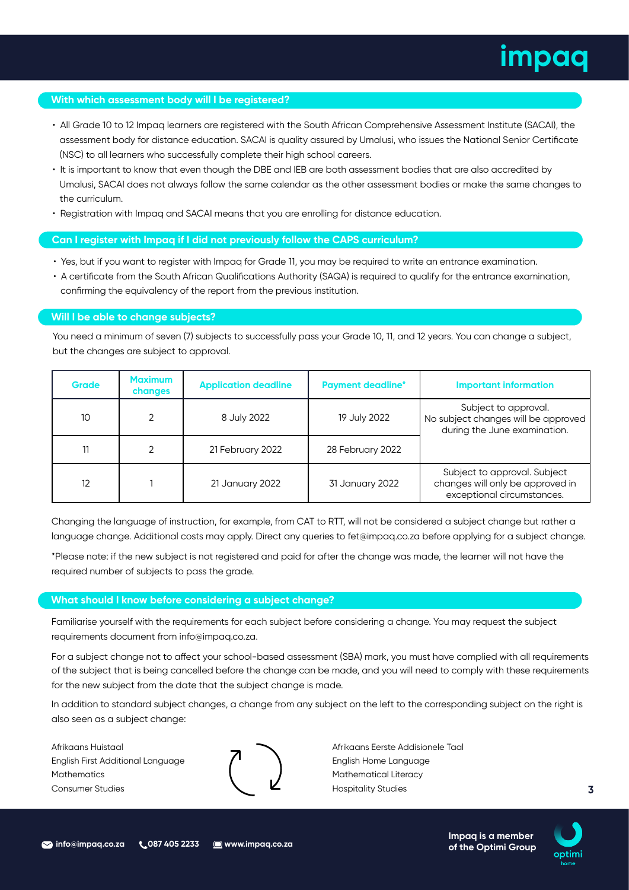## With which assessment body will I be registered?

- All Grade 10 to 12 Impaq learners are registered with the South African Comprehensive Assessment Institute (SACAI), the assessment body for distance education. SACAI is quality assured by Umalusi, who issues the National Senior Certificate (NSC) to all learners who successfully complete their high school careers.
- It is important to know that even though the DBE and IEB are both assessment bodies that are also accredited by Umalusi, SACAI does not always follow the same calendar as the other assessment bodies or make the same changes to the curriculum.
- Registration with Impaq and SACAI means that you are enrolling for distance education.

## Can I register with Impaq if I did not previously follow the CAPS curriculum?

- Yes, but if you want to register with Impaq for Grade 11, you may be required to write an entrance examination.
- A certificate from the South African Qualifications Authority (SAQA) is required to qualify for the entrance examination, confirming the equivalency of the report from the previous institution.

## Will I be able to change subjects?

You need a minimum of seven (7) subjects to successfully pass your Grade 10, 11, and 12 years. You can change a subject, but the changes are subject to approval.

| Grade | Maximum changes | Application deadline | Payment deadline* | Important information |
|---|---|---|---|---|
| 10 | 2 | 8 July 2022 | 19 July 2022 | Subject to approval. No subject changes will be approved during the June examination. |
| 11 | 2 | 21 February 2022 | 28 February 2022 | |
| 12 | 1 | 21 January 2022 | 31 January 2022 | Subject to approval. Subject changes will only be approved in exceptional circumstances. |

Changing the language of instruction, for example, from CAT to RTT, will not be considered a subject change but rather a language change. Additional costs may apply. Direct any queries to fet@impaq.co.za before applying for a subject change.

*Please note: if the new subject is not registered and paid for after the change was made, the learner will not have the required number of subjects to pass the grade.

## What should I know before considering a subject change?

Familiarise yourself with the requirements for each subject before considering a change. You may request the subject requirements document from info@impaq.co.za.

For a subject change not to affect your school-based assessment (SBA) mark, you must have complied with all requirements of the subject that is being cancelled before the change can be made, and you will need to comply with these requirements for the new subject from the date that the subject change is made.

In addition to standard subject changes, a change from any subject on the left to the corresponding subject on the right is also seen as a subject change:

| | |
|---|---|
| Afrikaans Huistaal | Afrikaans Eerste Addisionele Taal |
| English First Additional Language | English Home Language |
| Mathematics | Mathematical Literacy |
| Consumer Studies | Hospitality Studies |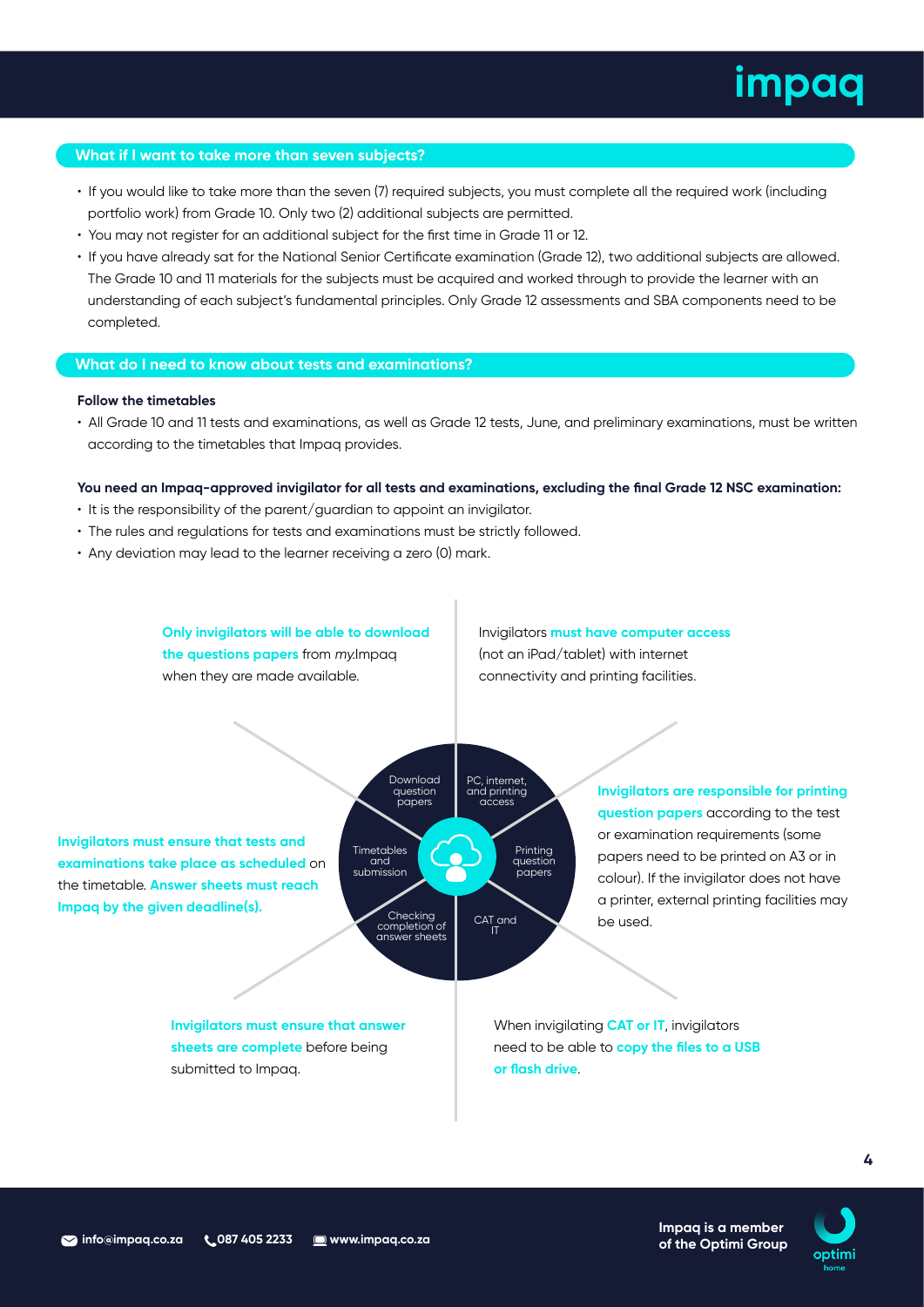## What if I want to take more than seven subjects?

- If you would like to take more than the seven (7) required subjects, you must complete all the required work (including portfolio work) from Grade 10. Only two (2) additional subjects are permitted.
- You may not register for an additional subject for the first time in Grade 11 or 12.
- If you have already sat for the National Senior Certificate examination (Grade 12), two additional subjects are allowed. The Grade 10 and 11 materials for the subjects must be acquired and worked through to provide the learner with an understanding of each subject's fundamental principles. Only Grade 12 assessments and SBA components need to be completed.

## What do I need to know about tests and examinations?

**Follow the timetables**

- All Grade 10 and 11 tests and examinations, as well as Grade 12 tests, June, and preliminary examinations, must be written according to the timetables that Impaq provides.

**You need an Impaq-approved invigilator for all tests and examinations, excluding the final Grade 12 NSC examination:**

- It is the responsibility of the parent/guardian to appoint an invigilator.
- The rules and regulations for tests and examinations must be strictly followed.
- Any deviation may lead to the learner receiving a zero (0) mark.

**Download question papers:** **Only invigilators will be able to download the questions papers** from *my*.Impaq when they are made available.

**PC, internet, and printing access:** Invigilators **must have computer access** (not an iPad/tablet) with internet connectivity and printing facilities.

**Printing question papers:** **Invigilators are responsible for printing question papers** according to the test or examination requirements (some papers need to be printed on A3 or in colour). If the invigilator does not have a printer, external printing facilities may be used.

**CAT and IT:** When invigilating **CAT or IT**, invigilators need to be able to **copy the files to a USB or flash drive**.

**Checking completion of answer sheets:** **Invigilators must ensure that answer sheets are complete** before being submitted to Impaq.

**Timetables and submission:** **Invigilators must ensure that tests and examinations take place as scheduled** on the timetable. **Answer sheets must reach Impaq by the given deadline(s).**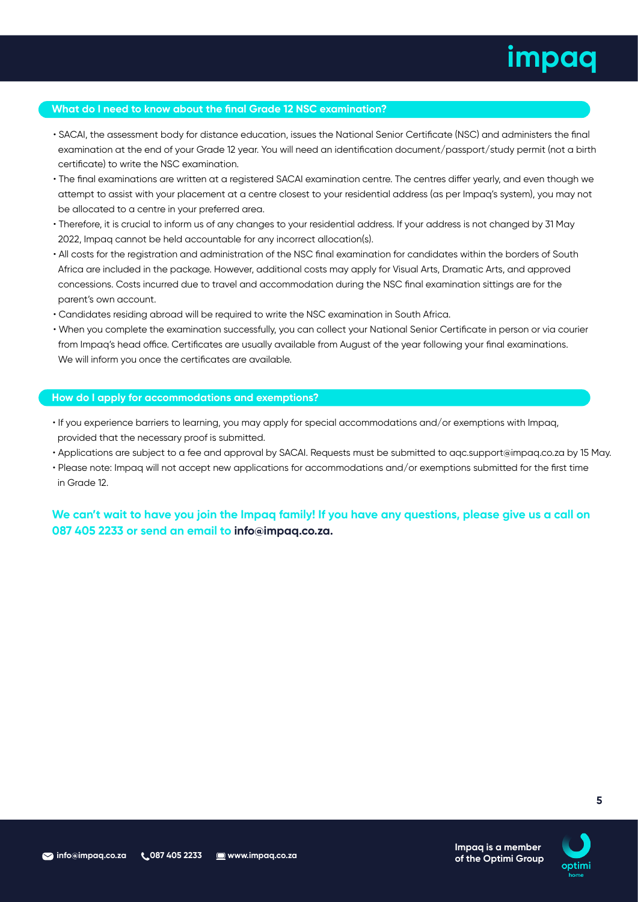## What do I need to know about the final Grade 12 NSC examination?

- SACAI, the assessment body for distance education, issues the National Senior Certificate (NSC) and administers the final examination at the end of your Grade 12 year. You will need an identification document/passport/study permit (not a birth certificate) to write the NSC examination.
- The final examinations are written at a registered SACAI examination centre. The centres differ yearly, and even though we attempt to assist with your placement at a centre closest to your residential address (as per Impaq's system), you may not be allocated to a centre in your preferred area.
- Therefore, it is crucial to inform us of any changes to your residential address. If your address is not changed by 31 May 2022, Impaq cannot be held accountable for any incorrect allocation(s).
- All costs for the registration and administration of the NSC final examination for candidates within the borders of South Africa are included in the package. However, additional costs may apply for Visual Arts, Dramatic Arts, and approved concessions. Costs incurred due to travel and accommodation during the NSC final examination sittings are for the parent's own account.
- Candidates residing abroad will be required to write the NSC examination in South Africa.
- When you complete the examination successfully, you can collect your National Senior Certificate in person or via courier from Impaq's head office. Certificates are usually available from August of the year following your final examinations. We will inform you once the certificates are available.

## How do I apply for accommodations and exemptions?

- If you experience barriers to learning, you may apply for special accommodations and/or exemptions with Impaq, provided that the necessary proof is submitted.
- Applications are subject to a fee and approval by SACAI. Requests must be submitted to aqc.support@impaq.co.za by 15 May.
- Please note: Impaq will not accept new applications for accommodations and/or exemptions submitted for the first time in Grade 12.

**We can't wait to have you join the Impaq family! If you have any questions, please give us a call on 087 405 2233 or send an email to info@impaq.co.za.**

info@impaq.co.za  087 405 2233  www.impaq.co.za

Impaq is a member of the Optimi Group